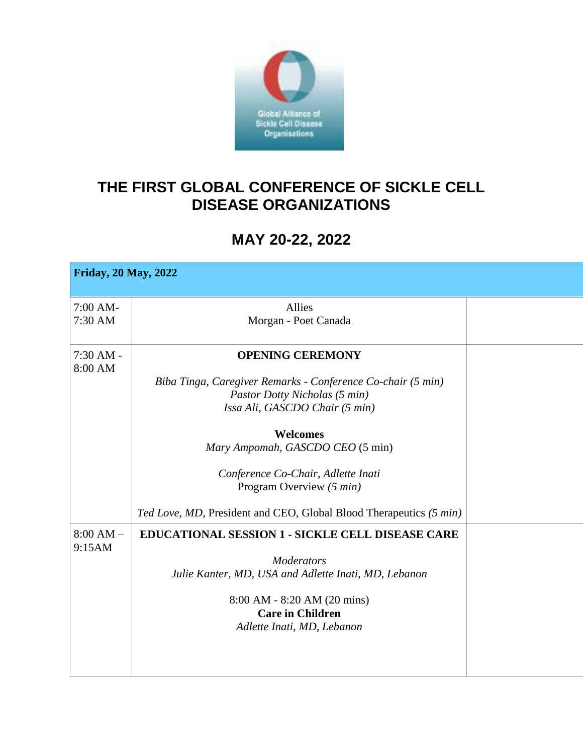Global Alliance of Sickle Cell Disease Organisations

# THE FIRST GLOBAL CONFERENCE OF SICKLE CELL DISEASE ORGANIZATIONS

## MAY 20-22, 2022

| **Friday, 20 May, 2022** | | |
|---|---|---|
| 7:00 AM- 7:30 AM | Allies<br>Morgan - Poet Canada | |
| 7:30 AM - 8:00 AM | **OPENING CEREMONY**<br><br>*Biba Tinga, Caregiver Remarks - Conference Co-chair (5 min)*<br>*Pastor Dotty Nicholas (5 min)*<br>*Issa Ali, GASCDO Chair (5 min)*<br><br>**Welcomes**<br>*Mary Ampomah, GASCDO CEO* (5 min)<br><br>*Conference Co-Chair, Adlette Inati*<br>Program Overview *(5 min)*<br><br>*Ted Love, MD*, President and CEO, Global Blood Therapeutics *(5 min)* | |
| 8:00 AM – 9:15AM | **EDUCATIONAL SESSION 1 - SICKLE CELL DISEASE CARE**<br><br>*Moderators*<br>*Julie Kanter, MD, USA and Adlette Inati, MD, Lebanon*<br><br>8:00 AM - 8:20 AM (20 mins)<br>**Care in Children**<br>*Adlette Inati, MD, Lebanon* | |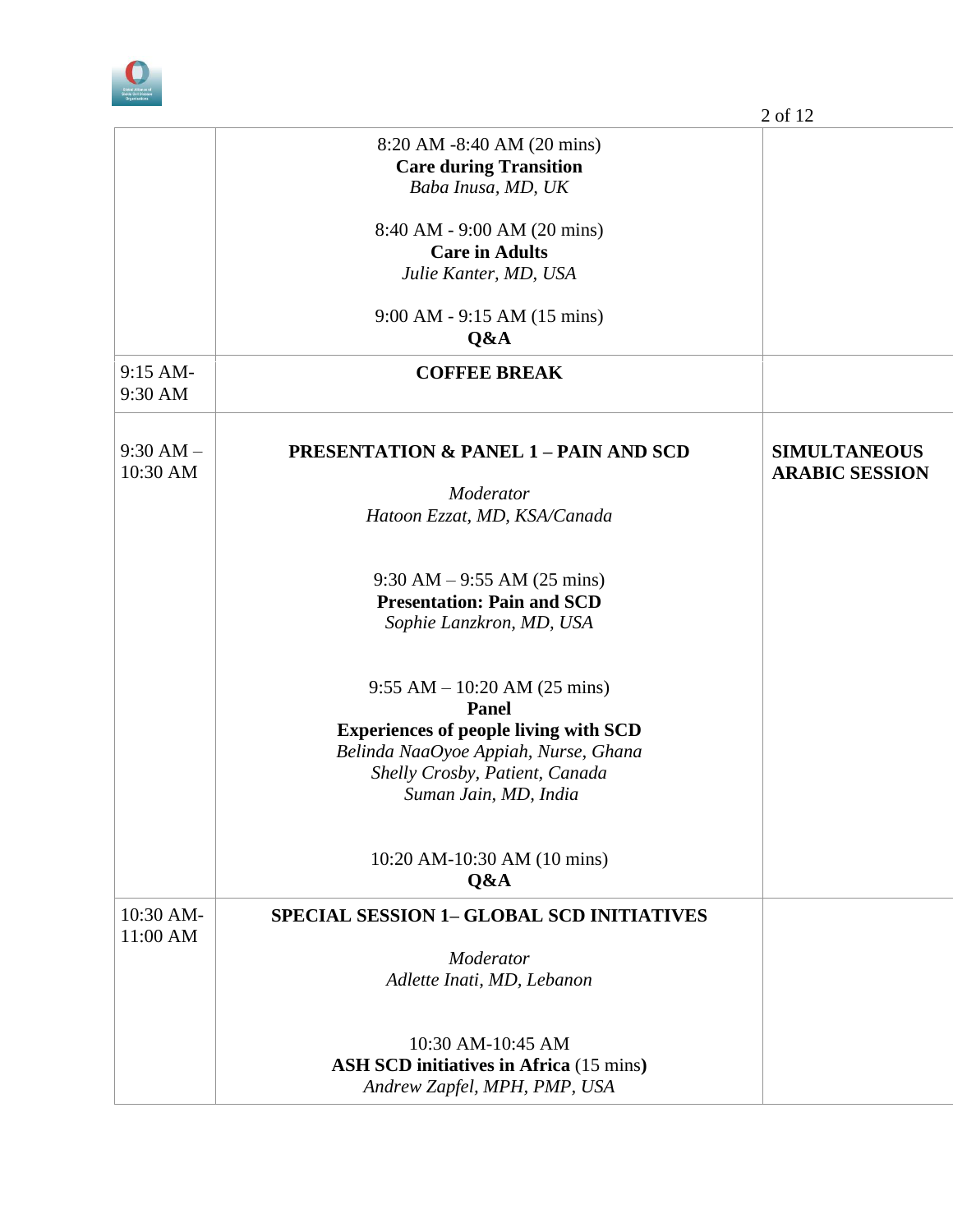| | | |
|---|---|---|
| | 8:20 AM -8:40 AM (20 mins)<br>**Care during Transition**<br>*Baba Inusa, MD, UK*<br><br>8:40 AM - 9:00 AM (20 mins)<br>**Care in Adults**<br>*Julie Kanter, MD, USA*<br><br>9:00 AM - 9:15 AM (15 mins)<br>**Q&A** | |
| 9:15 AM-9:30 AM | **COFFEE BREAK** | |
| 9:30 AM – 10:30 AM | **PRESENTATION & PANEL 1 – PAIN AND SCD**<br><br>*Moderator*<br>*Hatoon Ezzat, MD, KSA/Canada*<br><br>9:30 AM – 9:55 AM (25 mins)<br>**Presentation: Pain and SCD**<br>*Sophie Lanzkron, MD, USA*<br><br>9:55 AM – 10:20 AM (25 mins)<br>**Panel**<br>**Experiences of people living with SCD**<br>*Belinda NaaOyoe Appiah, Nurse, Ghana*<br>*Shelly Crosby, Patient, Canada*<br>*Suman Jain, MD, India*<br><br>10:20 AM-10:30 AM (10 mins)<br>**Q&A** | **SIMULTANEOUS ARABIC SESSION** |
| 10:30 AM-11:00 AM | **SPECIAL SESSION 1– GLOBAL SCD INITIATIVES**<br><br>*Moderator*<br>*Adlette Inati, MD, Lebanon*<br><br>10:30 AM-10:45 AM<br>**ASH SCD initiatives in Africa** (15 mins**)**<br>*Andrew Zapfel, MPH, PMP, USA* | |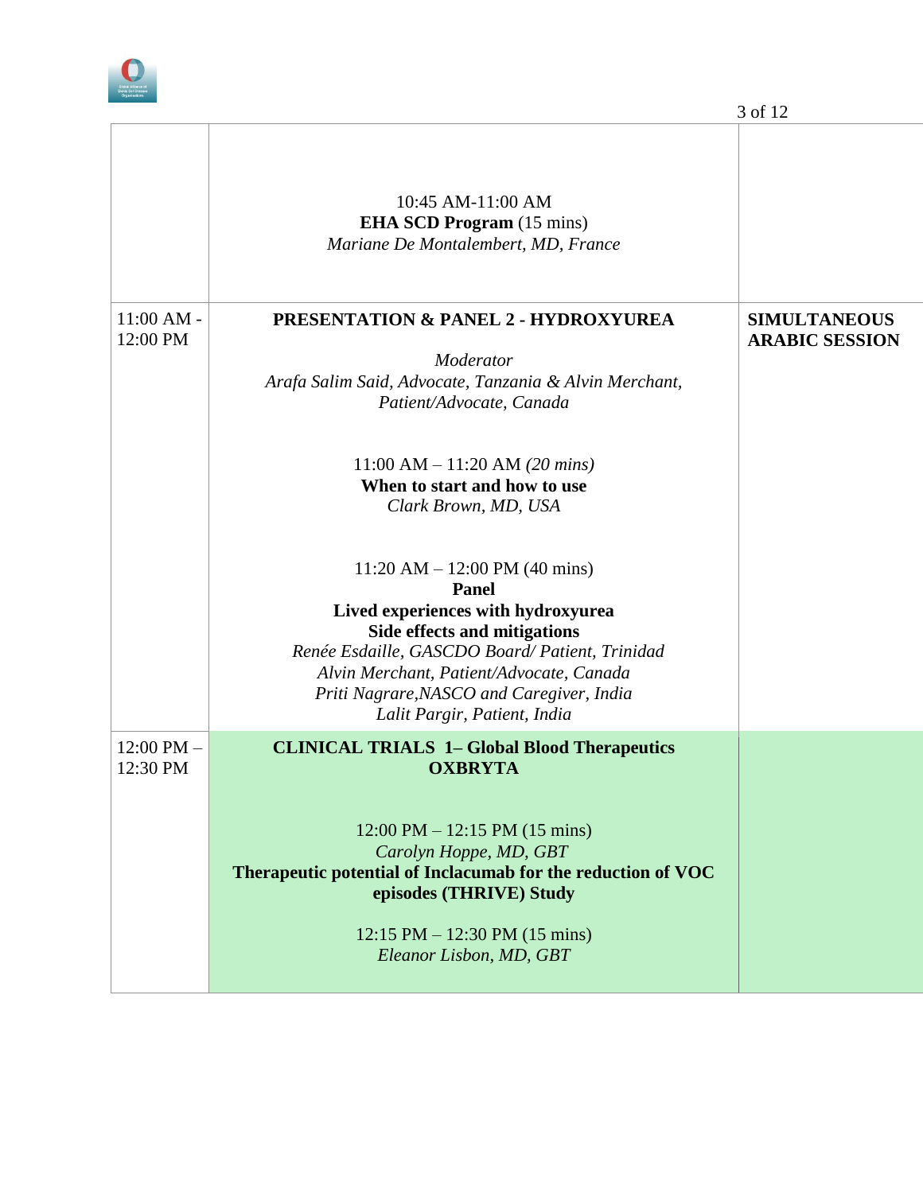| | | |
|---|---|---|
| | 10:45 AM-11:00 AM<br>**EHA SCD Program** (15 mins)<br>*Mariane De Montalembert, MD, France* | |
| 11:00 AM - 12:00 PM | **PRESENTATION & PANEL 2 - HYDROXYUREA**<br><br>*Moderator*<br>*Arafa Salim Said, Advocate, Tanzania & Alvin Merchant, Patient/Advocate, Canada*<br><br>11:00 AM – 11:20 AM *(20 mins)*<br>**When to start and how to use**<br>*Clark Brown, MD, USA*<br><br>11:20 AM – 12:00 PM (40 mins)<br>**Panel**<br>**Lived experiences with hydroxyurea**<br>**Side effects and mitigations**<br>*Renée Esdaille, GASCDO Board/ Patient, Trinidad*<br>*Alvin Merchant, Patient/Advocate, Canada*<br>*Priti Nagrare,NASCO and Caregiver, India*<br>*Lalit Pargir, Patient, India* | **SIMULTANEOUS ARABIC SESSION** |
| 12:00 PM – 12:30 PM | **CLINICAL TRIALS 1– Global Blood Therapeutics OXBRYTA**<br><br>12:00 PM – 12:15 PM (15 mins)<br>*Carolyn Hoppe, MD, GBT*<br>**Therapeutic potential of Inclacumab for the reduction of VOC episodes (THRIVE) Study**<br><br>12:15 PM – 12:30 PM (15 mins)<br>*Eleanor Lisbon, MD, GBT* | |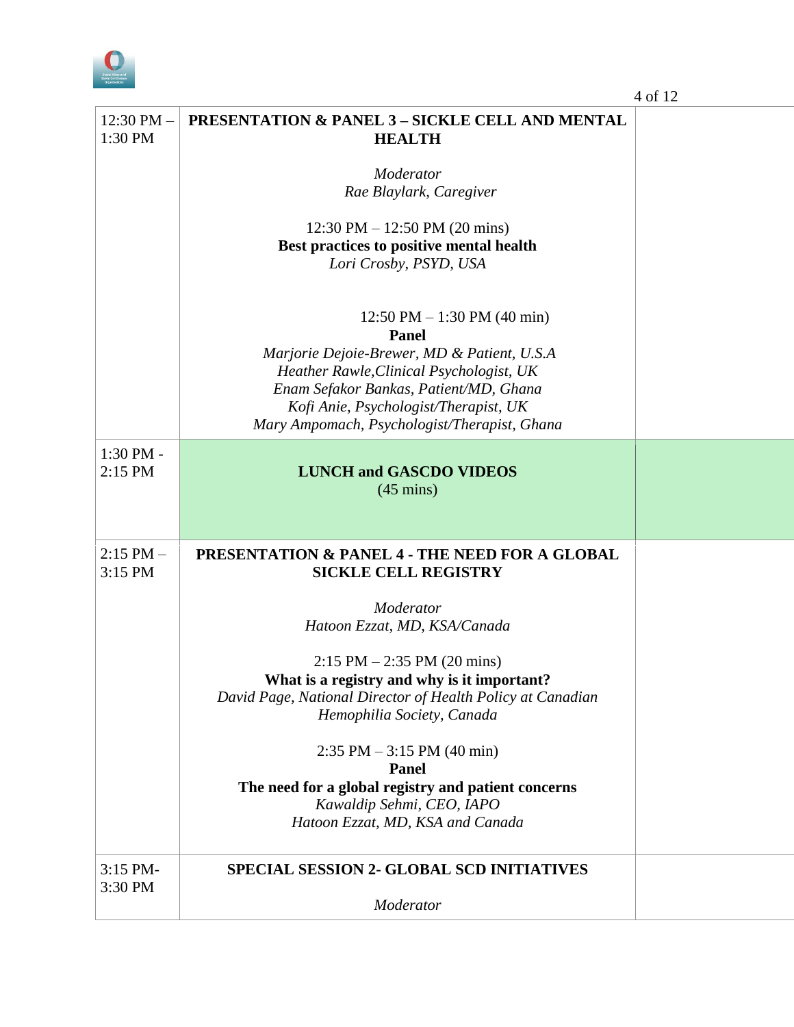| | | |
|---|---|---|
| 12:30 PM – 1:30 PM | **PRESENTATION & PANEL 3 – SICKLE CELL AND MENTAL HEALTH**<br><br>*Moderator*<br>*Rae Blaylark, Caregiver*<br><br>12:30 PM – 12:50 PM (20 mins)<br>**Best practices to positive mental health**<br>*Lori Crosby, PSYD, USA*<br><br>12:50 PM – 1:30 PM (40 min)<br>**Panel**<br>*Marjorie Dejoie-Brewer, MD & Patient, U.S.A*<br>*Heather Rawle,Clinical Psychologist, UK*<br>*Enam Sefakor Bankas, Patient/MD, Ghana*<br>*Kofi Anie, Psychologist/Therapist, UK*<br>*Mary Ampomach, Psychologist/Therapist, Ghana* | |
| 1:30 PM - 2:15 PM | **LUNCH and GASCDO VIDEOS**<br>(45 mins) | |
| 2:15 PM – 3:15 PM | **PRESENTATION & PANEL 4 - THE NEED FOR A GLOBAL SICKLE CELL REGISTRY**<br><br>*Moderator*<br>*Hatoon Ezzat, MD, KSA/Canada*<br><br>2:15 PM – 2:35 PM (20 mins)<br>**What is a registry and why is it important?**<br>*David Page, National Director of Health Policy at Canadian Hemophilia Society, Canada*<br><br>2:35 PM – 3:15 PM (40 min)<br>**Panel**<br>**The need for a global registry and patient concerns**<br>*Kawaldip Sehmi, CEO, IAPO*<br>*Hatoon Ezzat, MD, KSA and Canada* | |
| 3:15 PM- 3:30 PM | **SPECIAL SESSION 2- GLOBAL SCD INITIATIVES**<br><br>*Moderator* | |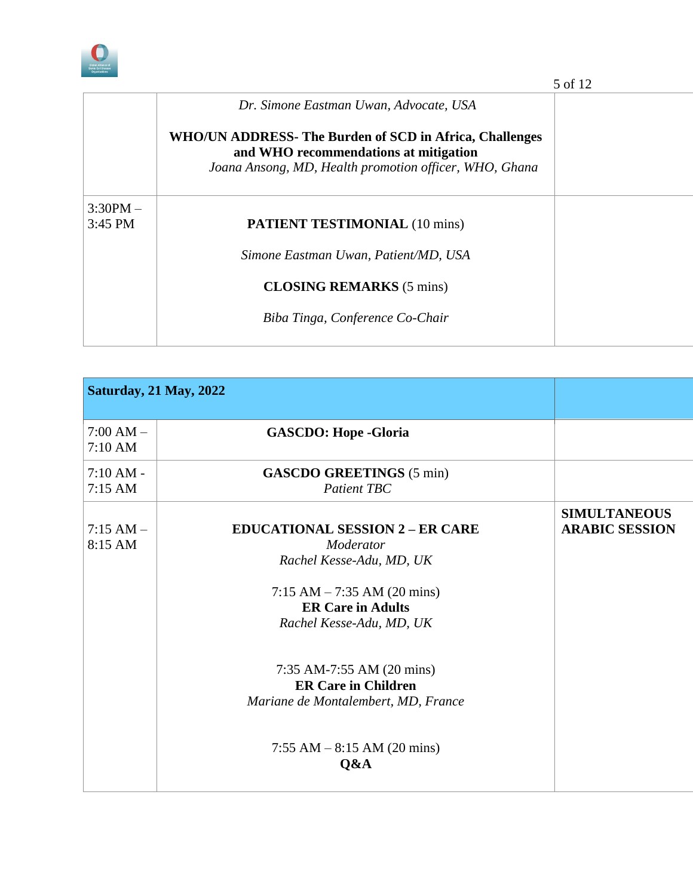| | | |
|---|---|---|
| | *Dr. Simone Eastman Uwan, Advocate, USA*<br><br>**WHO/UN ADDRESS- The Burden of SCD in Africa, Challenges and WHO recommendations at mitigation**<br>*Joana Ansong, MD, Health promotion officer, WHO, Ghana* | |
| 3:30PM – 3:45 PM | **PATIENT TESTIMONIAL** (10 mins)<br><br>*Simone Eastman Uwan, Patient/MD, USA*<br><br>**CLOSING REMARKS** (5 mins)<br><br>*Biba Tinga, Conference Co-Chair* | |

| **Saturday, 21 May, 2022** | | |
|---|---|---|
| 7:00 AM – 7:10 AM | **GASCDO: Hope -Gloria** | |
| 7:10 AM - 7:15 AM | **GASCDO GREETINGS** (5 min)<br>*Patient TBC* | |
| 7:15 AM – 8:15 AM | **EDUCATIONAL SESSION 2 – ER CARE**<br>*Moderator*<br>*Rachel Kesse-Adu, MD, UK*<br><br>7:15 AM – 7:35 AM (20 mins)<br>**ER Care in Adults**<br>*Rachel Kesse-Adu, MD, UK*<br><br>7:35 AM-7:55 AM (20 mins)<br>**ER Care in Children**<br>*Mariane de Montalembert, MD, France*<br><br>7:55 AM – 8:15 AM (20 mins)<br>**Q&A** | **SIMULTANEOUS ARABIC SESSION** |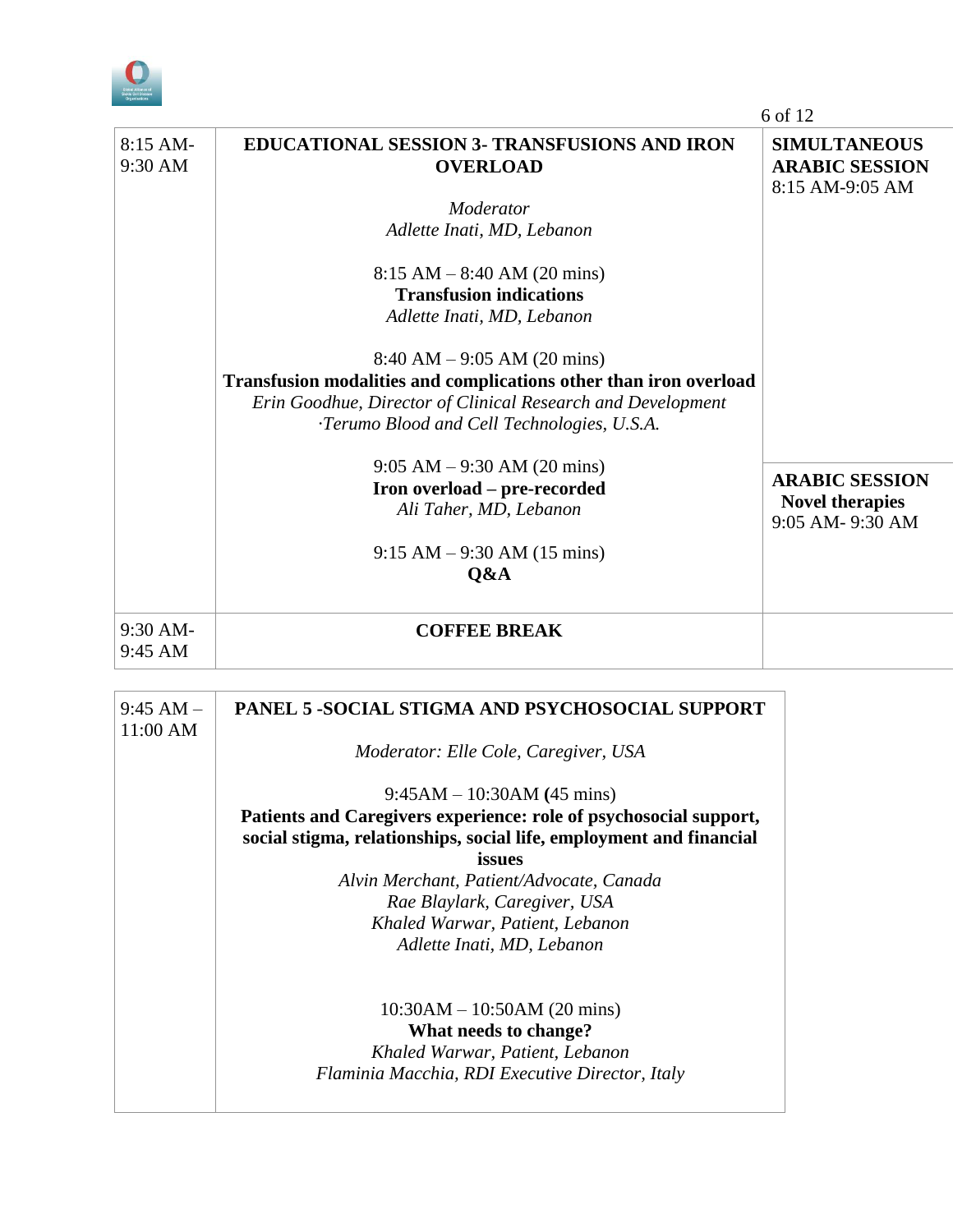| | | |
|---|---|---|
| 8:15 AM-9:30 AM | **EDUCATIONAL SESSION 3- TRANSFUSIONS AND IRON OVERLOAD**<br><br>*Moderator*<br>*Adlette Inati, MD, Lebanon*<br><br>8:15 AM – 8:40 AM (20 mins)<br>**Transfusion indications**<br>*Adlette Inati, MD, Lebanon*<br><br>8:40 AM – 9:05 AM (20 mins)<br>**Transfusion modalities and complications other than iron overload**<br>*Erin Goodhue, Director of Clinical Research and Development ·Terumo Blood and Cell Technologies, U.S.A.*<br><br>9:05 AM – 9:30 AM (20 mins)<br>**Iron overload – pre-recorded**<br>*Ali Taher, MD, Lebanon*<br><br>9:15 AM – 9:30 AM (15 mins)<br>**Q&A** | **SIMULTANEOUS ARABIC SESSION**<br>8:15 AM-9:05 AM<br><br>**ARABIC SESSION**<br>**Novel therapies**<br>9:05 AM- 9:30 AM |
| 9:30 AM-9:45 AM | **COFFEE BREAK** | |

| | |
|---|---|
| 9:45 AM – 11:00 AM | **PANEL 5 -SOCIAL STIGMA AND PSYCHOSOCIAL SUPPORT**<br><br>*Moderator: Elle Cole, Caregiver, USA*<br><br>9:45AM – 10:30AM **(**45 mins)<br>**Patients and Caregivers experience: role of psychosocial support, social stigma, relationships, social life, employment and financial issues**<br>*Alvin Merchant, Patient/Advocate, Canada*<br>*Rae Blaylark, Caregiver, USA*<br>*Khaled Warwar, Patient, Lebanon*<br>*Adlette Inati, MD, Lebanon*<br><br>10:30AM – 10:50AM (20 mins)<br>**What needs to change?**<br>*Khaled Warwar, Patient, Lebanon*<br>*Flaminia Macchia, RDI Executive Director, Italy* |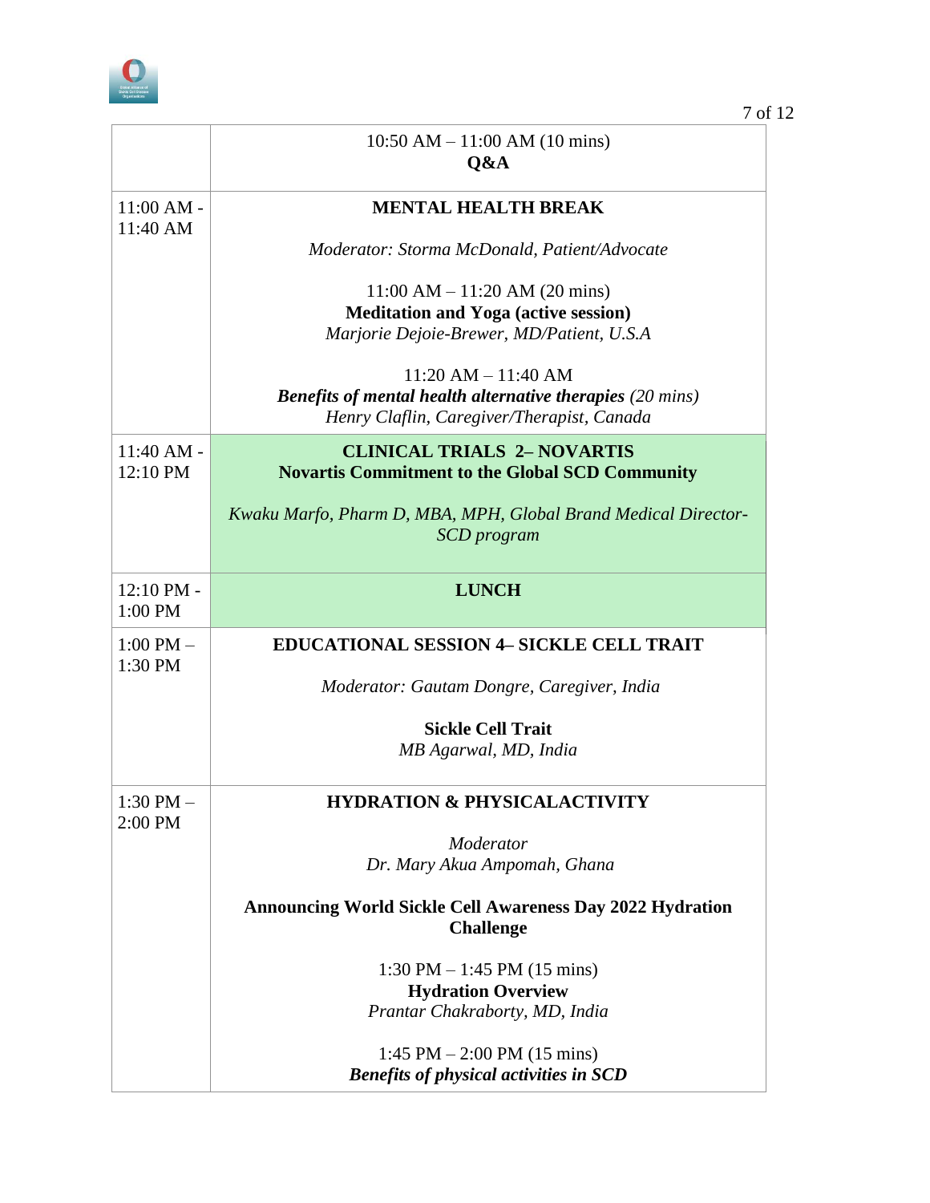| | |
|---|---|
| | 10:50 AM – 11:00 AM (10 mins)<br>**Q&A** |
| 11:00 AM - 11:40 AM | **MENTAL HEALTH BREAK**<br><br>*Moderator: Storma McDonald, Patient/Advocate*<br><br>11:00 AM – 11:20 AM (20 mins)<br>**Meditation and Yoga (active session)**<br>*Marjorie Dejoie-Brewer, MD/Patient, U.S.A*<br><br>11:20 AM – 11:40 AM<br>***Benefits of mental health alternative therapies*** *(20 mins)*<br>*Henry Claflin, Caregiver/Therapist, Canada* |
| 11:40 AM - 12:10 PM | **CLINICAL TRIALS 2– NOVARTIS**<br>**Novartis Commitment to the Global SCD Community**<br><br>*Kwaku Marfo, Pharm D, MBA, MPH, Global Brand Medical Director-SCD program* |
| 12:10 PM - 1:00 PM | **LUNCH** |
| 1:00 PM – 1:30 PM | **EDUCATIONAL SESSION 4– SICKLE CELL TRAIT**<br><br>*Moderator: Gautam Dongre, Caregiver, India*<br><br>**Sickle Cell Trait**<br>*MB Agarwal, MD, India* |
| 1:30 PM – 2:00 PM | **HYDRATION & PHYSICALACTIVITY**<br><br>*Moderator*<br>*Dr. Mary Akua Ampomah, Ghana*<br><br>**Announcing World Sickle Cell Awareness Day 2022 Hydration Challenge**<br><br>1:30 PM – 1:45 PM (15 mins)<br>**Hydration Overview**<br>*Prantar Chakraborty, MD, India*<br><br>1:45 PM – 2:00 PM (15 mins)<br>***Benefits of physical activities in SCD*** |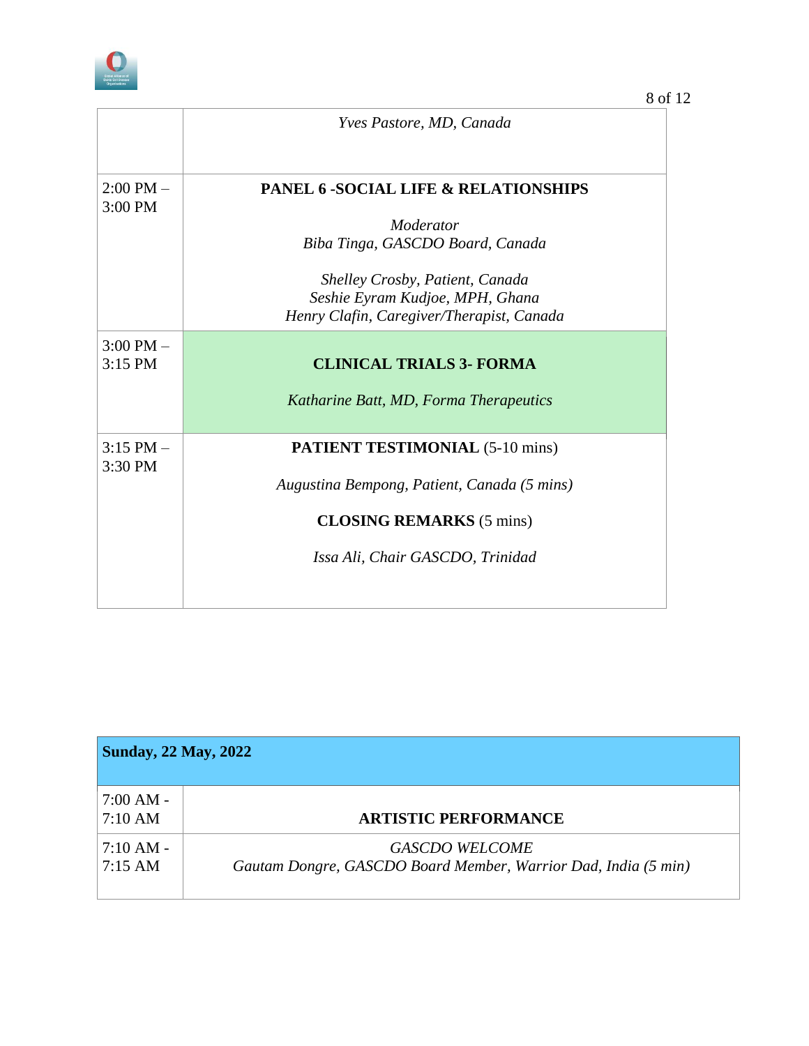| | |
|---|---|
| | *Yves Pastore, MD, Canada* |
| 2:00 PM – 3:00 PM | **PANEL 6 -SOCIAL LIFE & RELATIONSHIPS**<br><br>*Moderator*<br>*Biba Tinga, GASCDO Board, Canada*<br><br>*Shelley Crosby, Patient, Canada*<br>*Seshie Eyram Kudjoe, MPH, Ghana*<br>*Henry Clafin, Caregiver/Therapist, Canada* |
| 3:00 PM – 3:15 PM | **CLINICAL TRIALS 3- FORMA**<br><br>*Katharine Batt, MD, Forma Therapeutics* |
| 3:15 PM – 3:30 PM | **PATIENT TESTIMONIAL** (5-10 mins)<br><br>*Augustina Bempong, Patient, Canada (5 mins)*<br><br>**CLOSING REMARKS** (5 mins)<br><br>*Issa Ali, Chair GASCDO, Trinidad* |

| **Sunday, 22 May, 2022** | |
|---|---|
| 7:00 AM - 7:10 AM | **ARTISTIC PERFORMANCE** |
| 7:10 AM - 7:15 AM | *GASCDO WELCOME*<br>*Gautam Dongre, GASCDO Board Member, Warrior Dad, India (5 min)* |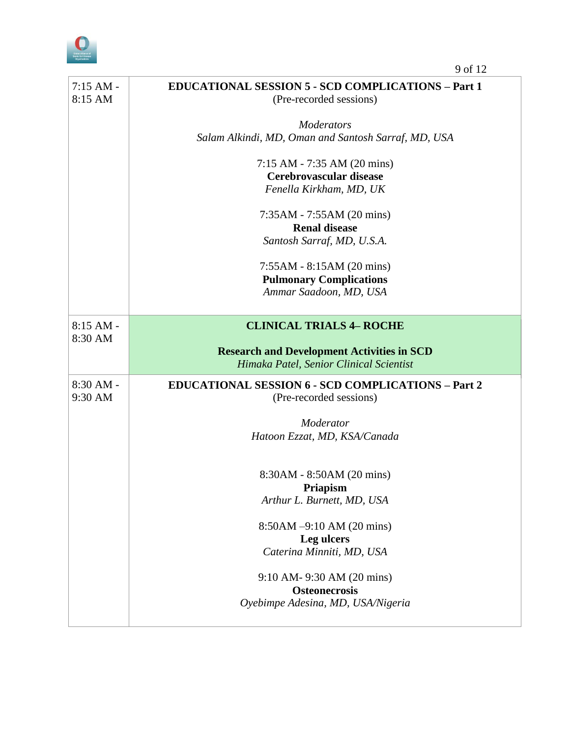| | |
|---|---|
| 7:15 AM - 8:15 AM | **EDUCATIONAL SESSION 5 - SCD COMPLICATIONS – Part 1**<br>(Pre-recorded sessions)<br><br>*Moderators*<br>*Salam Alkindi, MD, Oman and Santosh Sarraf, MD, USA*<br><br>7:15 AM - 7:35 AM (20 mins)<br>**Cerebrovascular disease**<br>*Fenella Kirkham, MD, UK*<br><br>7:35AM - 7:55AM (20 mins)<br>**Renal disease**<br>*Santosh Sarraf, MD, U.S.A.*<br><br>7:55AM - 8:15AM (20 mins)<br>**Pulmonary Complications**<br>*Ammar Saadoon, MD, USA* |
| 8:15 AM - 8:30 AM | **CLINICAL TRIALS 4– ROCHE**<br><br>**Research and Development Activities in SCD**<br>*Himaka Patel, Senior Clinical Scientist* |
| 8:30 AM - 9:30 AM | **EDUCATIONAL SESSION 6 - SCD COMPLICATIONS – Part 2**<br>(Pre-recorded sessions)<br><br>*Moderator*<br>*Hatoon Ezzat, MD, KSA/Canada*<br><br>8:30AM - 8:50AM (20 mins)<br>**Priapism**<br>*Arthur L. Burnett, MD, USA*<br><br>8:50AM –9:10 AM (20 mins)<br>**Leg ulcers**<br>*Caterina Minniti, MD, USA*<br><br>9:10 AM- 9:30 AM (20 mins)<br>**Osteonecrosis**<br>*Oyebimpe Adesina, MD, USA/Nigeria* |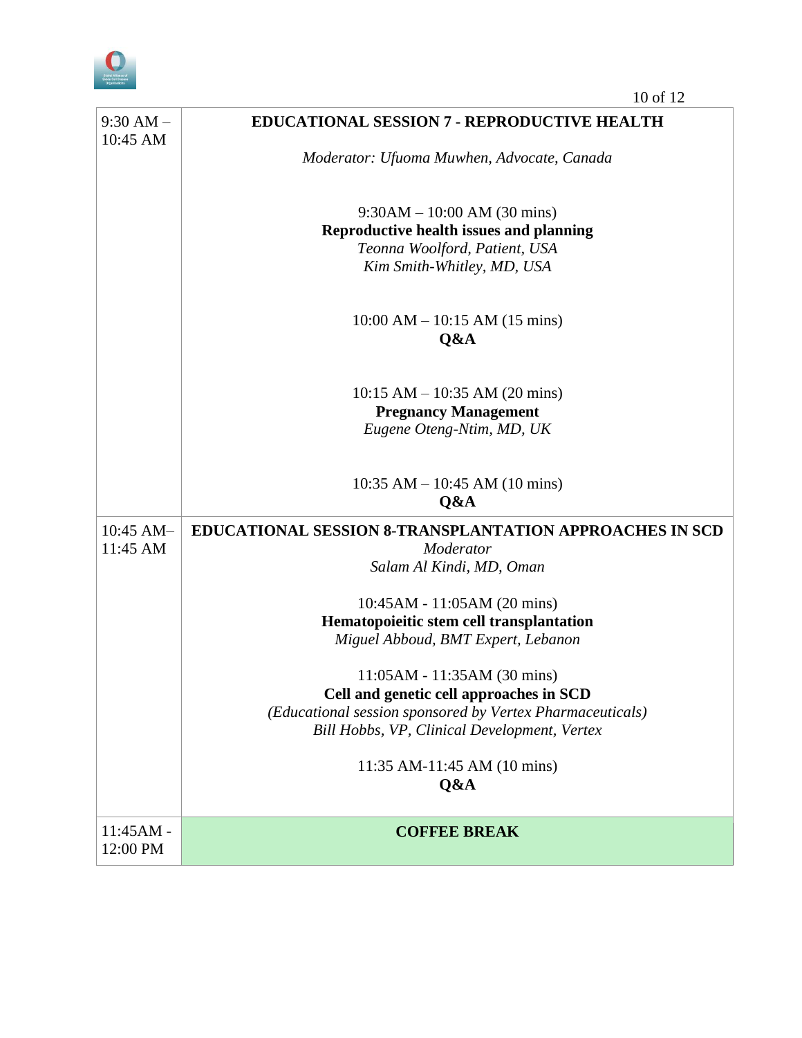| | |
|---|---|
| 9:30 AM – 10:45 AM | **EDUCATIONAL SESSION 7 - REPRODUCTIVE HEALTH**<br><br>*Moderator: Ufuoma Muwhen, Advocate, Canada*<br><br>9:30AM – 10:00 AM (30 mins)<br>**Reproductive health issues and planning**<br>*Teonna Woolford, Patient, USA*<br>*Kim Smith-Whitley, MD, USA*<br><br>10:00 AM – 10:15 AM (15 mins)<br>**Q&A**<br><br>10:15 AM – 10:35 AM (20 mins)<br>**Pregnancy Management**<br>*Eugene Oteng-Ntim, MD, UK*<br><br>10:35 AM – 10:45 AM (10 mins)<br>**Q&A** |
| 10:45 AM– 11:45 AM | **EDUCATIONAL SESSION 8-TRANSPLANTATION APPROACHES IN SCD**<br>*Moderator*<br>*Salam Al Kindi, MD, Oman*<br><br>10:45AM - 11:05AM (20 mins)<br>**Hematopoieitic stem cell transplantation**<br>*Miguel Abboud, BMT Expert, Lebanon*<br><br>11:05AM - 11:35AM (30 mins)<br>**Cell and genetic cell approaches in SCD**<br>*(Educational session sponsored by Vertex Pharmaceuticals)*<br>*Bill Hobbs, VP, Clinical Development, Vertex*<br><br>11:35 AM-11:45 AM (10 mins)<br>**Q&A** |
| 11:45AM - 12:00 PM | **COFFEE BREAK** |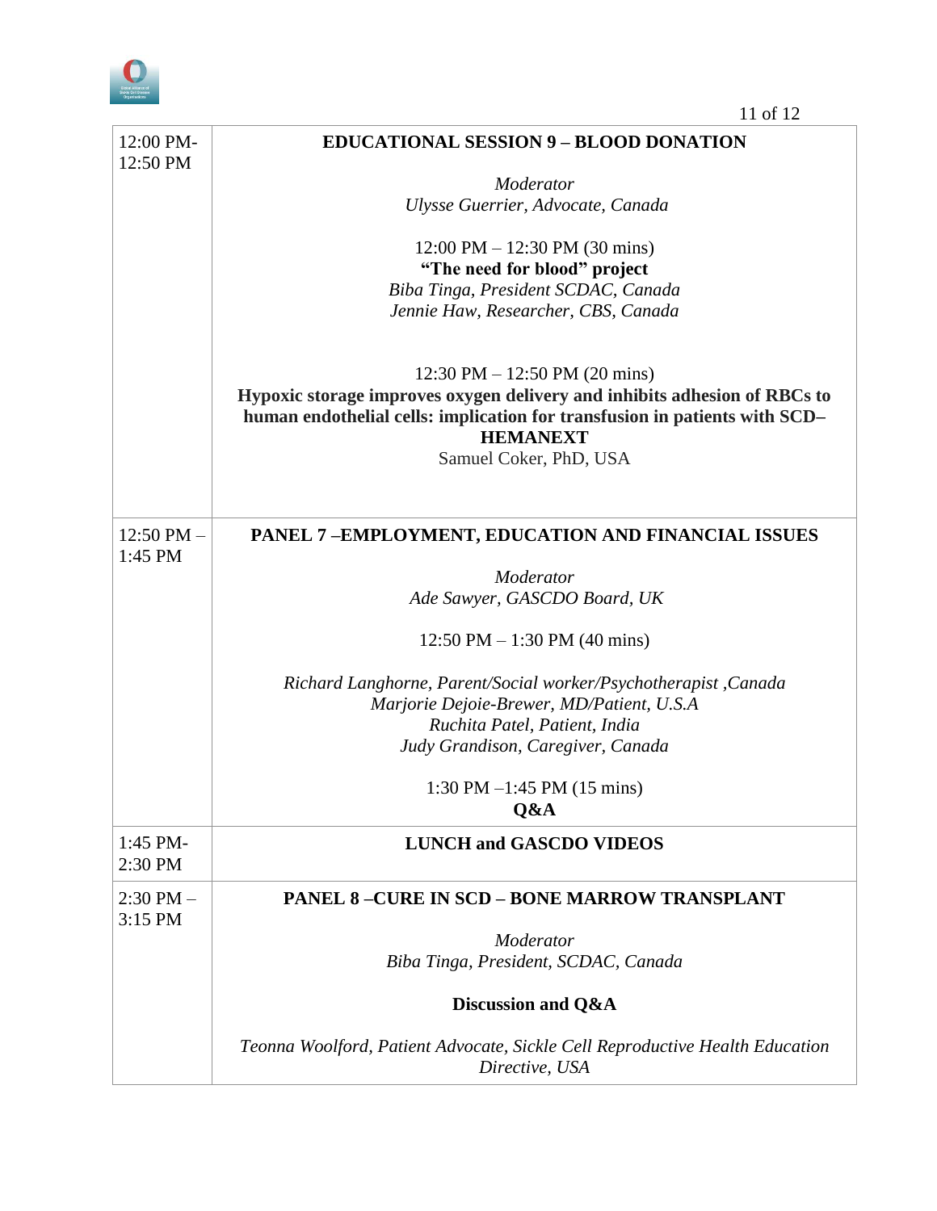| | |
|---|---|
| 12:00 PM-<br>12:50 PM | **EDUCATIONAL SESSION 9 – BLOOD DONATION**<br><br>*Moderator*<br>*Ulysse Guerrier, Advocate, Canada*<br><br>12:00 PM – 12:30 PM (30 mins)<br>**"The need for blood" project**<br>*Biba Tinga, President SCDAC, Canada*<br>*Jennie Haw, Researcher, CBS, Canada*<br><br>12:30 PM – 12:50 PM (20 mins)<br>**Hypoxic storage improves oxygen delivery and inhibits adhesion of RBCs to human endothelial cells: implication for transfusion in patients with SCD– HEMANEXT**<br>Samuel Coker, PhD, USA |
| 12:50 PM –<br>1:45 PM | **PANEL 7 –EMPLOYMENT, EDUCATION AND FINANCIAL ISSUES**<br><br>*Moderator*<br>*Ade Sawyer, GASCDO Board, UK*<br><br>12:50 PM – 1:30 PM (40 mins)<br><br>*Richard Langhorne, Parent/Social worker/Psychotherapist ,Canada*<br>*Marjorie Dejoie-Brewer, MD/Patient, U.S.A*<br>*Ruchita Patel, Patient, India*<br>*Judy Grandison, Caregiver, Canada*<br><br>1:30 PM –1:45 PM (15 mins)<br>**Q&A** |
| 1:45 PM-<br>2:30 PM | **LUNCH and GASCDO VIDEOS** |
| 2:30 PM –<br>3:15 PM | **PANEL 8 –CURE IN SCD – BONE MARROW TRANSPLANT**<br><br>*Moderator*<br>*Biba Tinga, President, SCDAC, Canada*<br><br>**Discussion and Q&A**<br><br>*Teonna Woolford, Patient Advocate, Sickle Cell Reproductive Health Education Directive, USA* |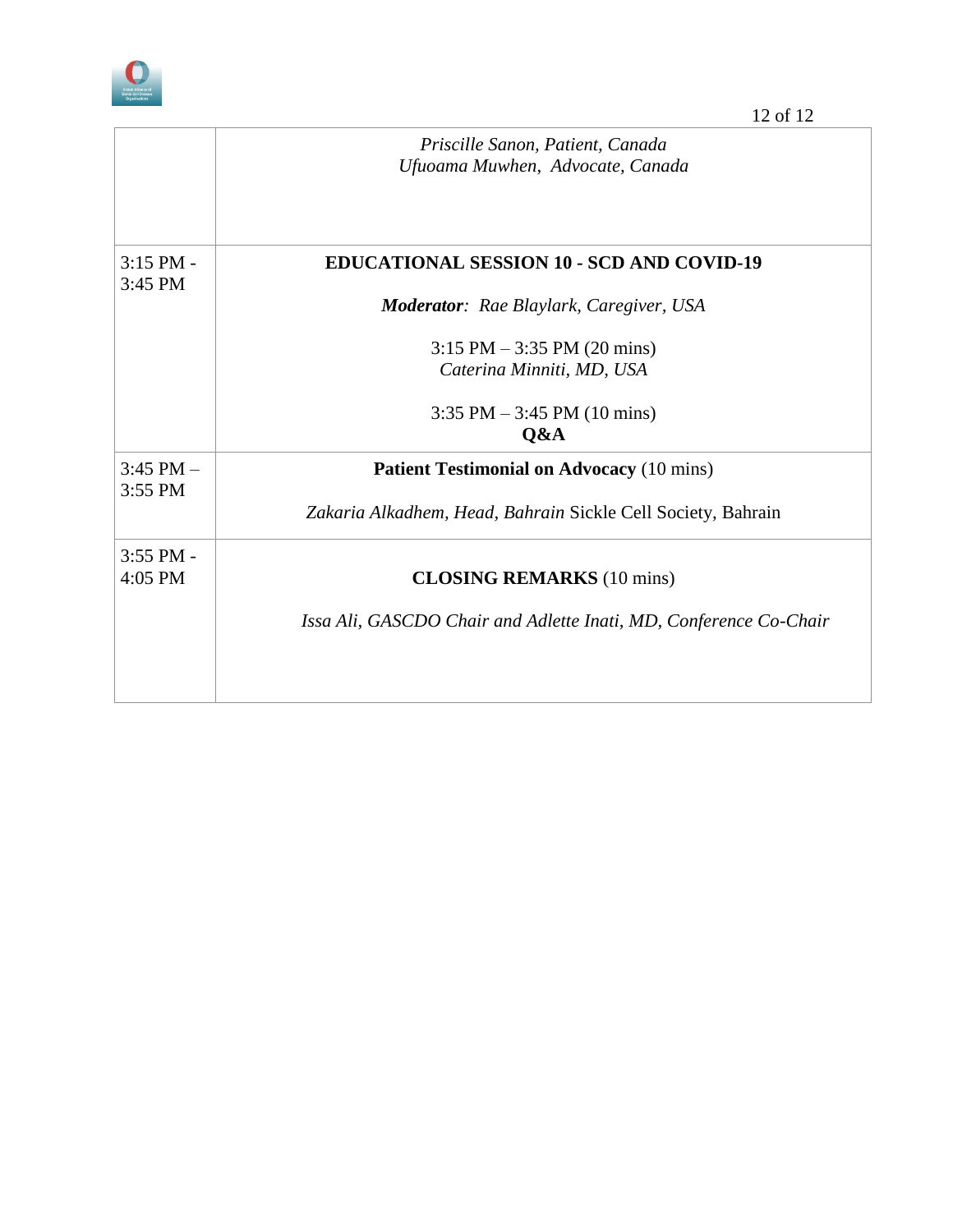| | |
|---|---|
| | *Priscille Sanon, Patient, Canada*<br>*Ufuoama Muwhen, Advocate, Canada* |
| 3:15 PM - 3:45 PM | **EDUCATIONAL SESSION 10 - SCD AND COVID-19**<br><br>***Moderator**: Rae Blaylark, Caregiver, USA*<br><br>3:15 PM – 3:35 PM (20 mins)<br>*Caterina Minniti, MD, USA*<br><br>3:35 PM – 3:45 PM (10 mins)<br>**Q&A** |
| 3:45 PM – 3:55 PM | **Patient Testimonial on Advocacy** (10 mins)<br><br>*Zakaria Alkadhem, Head, Bahrain* Sickle Cell Society, Bahrain |
| 3:55 PM - 4:05 PM | **CLOSING REMARKS** (10 mins)<br><br>*Issa Ali, GASCDO Chair and Adlette Inati, MD, Conference Co-Chair* |